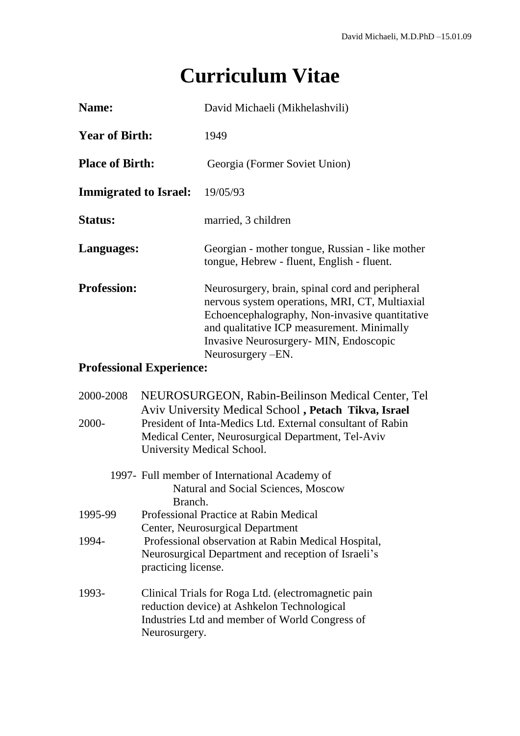# Curriculum Vitae

**Name:** David Michaeli (Mikhelashvili)

**Year of Birth:** 1949

**Place of Birth:** Georgia (Former Soviet Union)

**Immigrated to Israel:** 19/05/93

**Status:** married, 3 children

**Languages:** Georgian - mother tongue, Russian - like mother tongue, Hebrew - fluent, English - fluent.

**Profession:** Neurosurgery, brain, spinal cord and peripheral nervous system operations, MRI, CT, Multiaxial Echoencephalography, Non-invasive quantitative and qualitative ICP measurement. Minimally Invasive Neurosurgery- MIN, Endoscopic Neurosurgery –EN.

**Professional Experience:**

2000-2008 NEUROSURGEON, Rabin-Beilinson Medical Center, Tel Aviv University Medical School **, Petach Tikva, Israel**

2000- President of Inta-Medics Ltd. External consultant of Rabin Medical Center, Neurosurgical Department, Tel-Aviv University Medical School.

1997- Full member of International Academy of Natural and Social Sciences, Moscow Branch.

1995-99 Professional Practice at Rabin Medical Center, Neurosurgical Department

1994- Professional observation at Rabin Medical Hospital, Neurosurgical Department and reception of Israeli's practicing license.

1993- Clinical Trials for Roga Ltd. (electromagnetic pain reduction device) at Ashkelon Technological Industries Ltd and member of World Congress of Neurosurgery.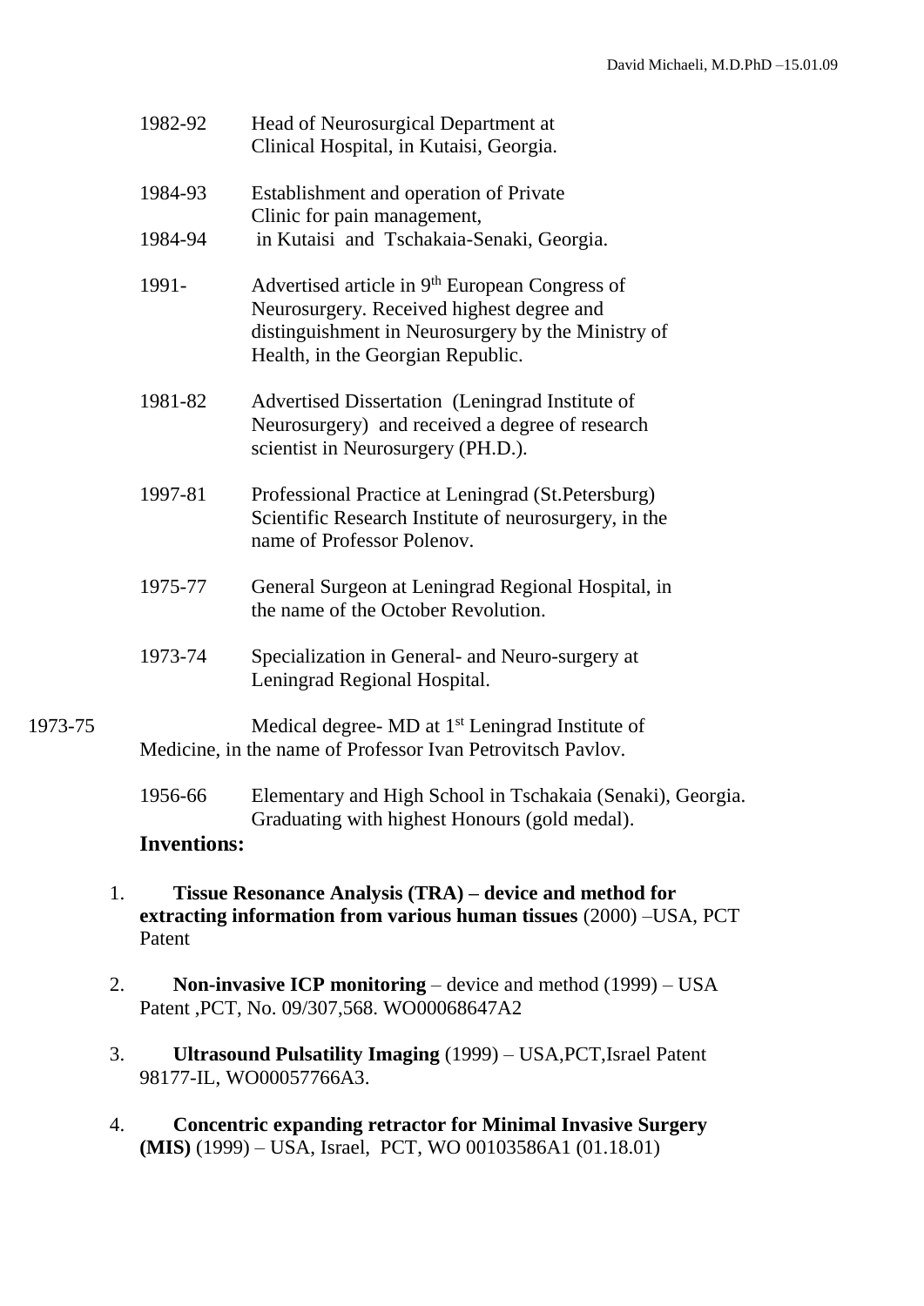1982-92 Head of Neurosurgical Department at Clinical Hospital, in Kutaisi, Georgia.

1984-93 Establishment and operation of Private Clinic for pain management,

1984-94 in Kutaisi and Tschakaia-Senaki, Georgia.

1991- Advertised article in 9th European Congress of Neurosurgery. Received highest degree and distinguishment in Neurosurgery by the Ministry of Health, in the Georgian Republic.

1981-82 Advertised Dissertation (Leningrad Institute of Neurosurgery) and received a degree of research scientist in Neurosurgery (PH.D.).

1997-81 Professional Practice at Leningrad (St.Petersburg) Scientific Research Institute of neurosurgery, in the name of Professor Polenov.

1975-77 General Surgeon at Leningrad Regional Hospital, in the name of the October Revolution.

1973-74 Specialization in General- and Neuro-surgery at Leningrad Regional Hospital.

1973-75 Medical degree- MD at 1st Leningrad Institute of Medicine, in the name of Professor Ivan Petrovitsch Pavlov.

1956-66 Elementary and High School in Tschakaia (Senaki), Georgia. Graduating with highest Honours (gold medal).

### Inventions:

1. **Tissue Resonance Analysis (TRA) – device and method for extracting information from various human tissues** (2000) –USA, PCT Patent

2. **Non-invasive ICP monitoring** – device and method (1999) – USA Patent ,PCT, No. 09/307,568. WO00068647A2

3. **Ultrasound Pulsatility Imaging** (1999) – USA,PCT,Israel Patent 98177-IL, WO00057766A3.

4. **Concentric expanding retractor for Minimal Invasive Surgery (MIS)** (1999) – USA, Israel, PCT, WO 00103586A1 (01.18.01)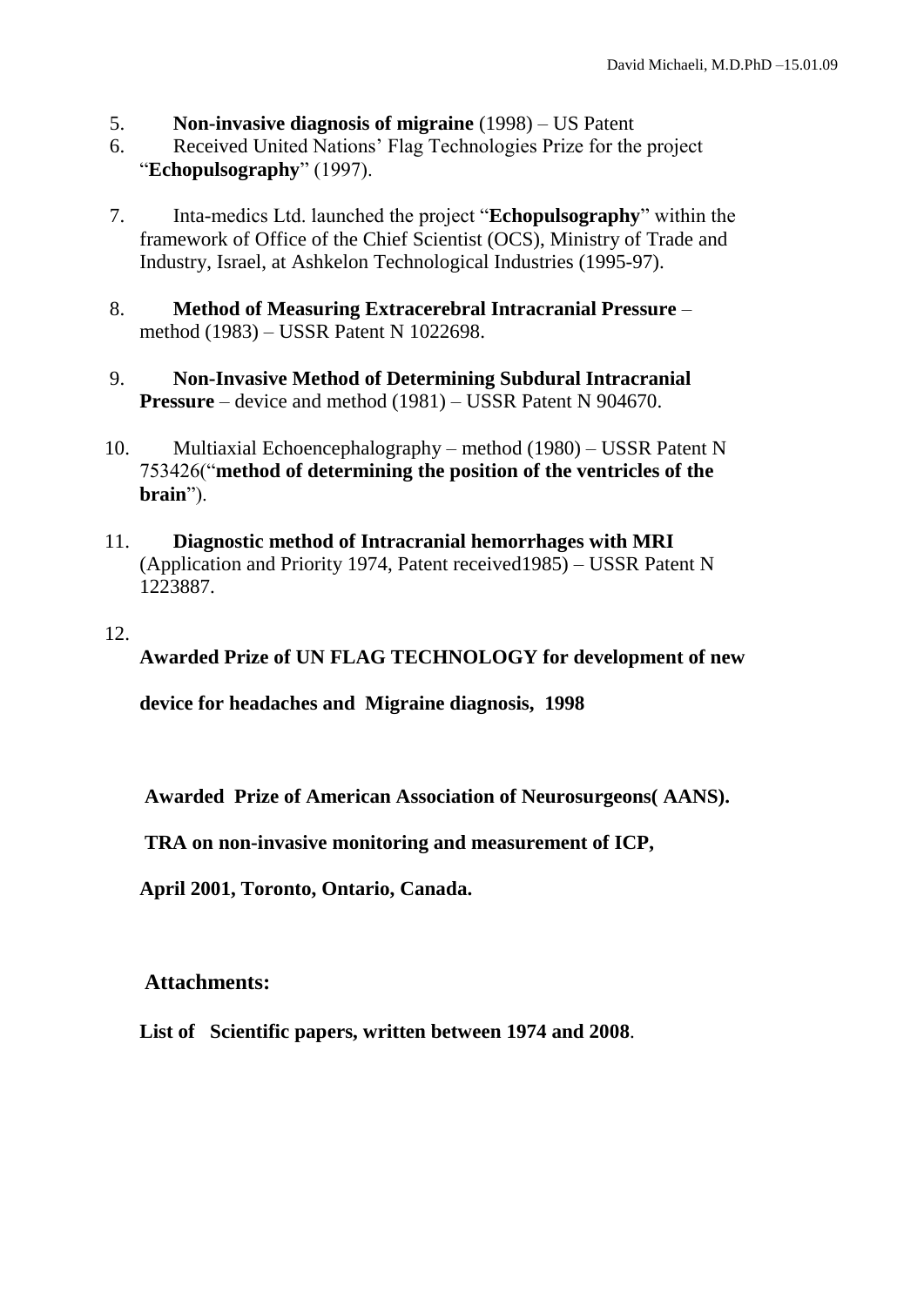5. **Non-invasive diagnosis of migraine** (1998) – US Patent
6. Received United Nations' Flag Technologies Prize for the project "**Echopulsography**" (1997).
7. Inta-medics Ltd. launched the project "**Echopulsography**" within the framework of Office of the Chief Scientist (OCS), Ministry of Trade and Industry, Israel, at Ashkelon Technological Industries (1995-97).
8. **Method of Measuring Extracerebral Intracranial Pressure** – method (1983) – USSR Patent N 1022698.
9. **Non-Invasive Method of Determining Subdural Intracranial Pressure** – device and method (1981) – USSR Patent N 904670.
10. Multiaxial Echoencephalography – method (1980) – USSR Patent N 753426("**method of determining the position of the ventricles of the brain**").
11. **Diagnostic method of Intracranial hemorrhages with MRI** (Application and Priority 1974, Patent received1985) – USSR Patent N 1223887.
12. **Awarded Prize of UN FLAG TECHNOLOGY for development of new device for headaches and Migraine diagnosis, 1998**

**Awarded Prize of American Association of Neurosurgeons( AANS).**

**TRA on non-invasive monitoring and measurement of ICP,**

**April 2001, Toronto, Ontario, Canada.**

**Attachments:**

**List of Scientific papers, written between 1974 and 2008**.